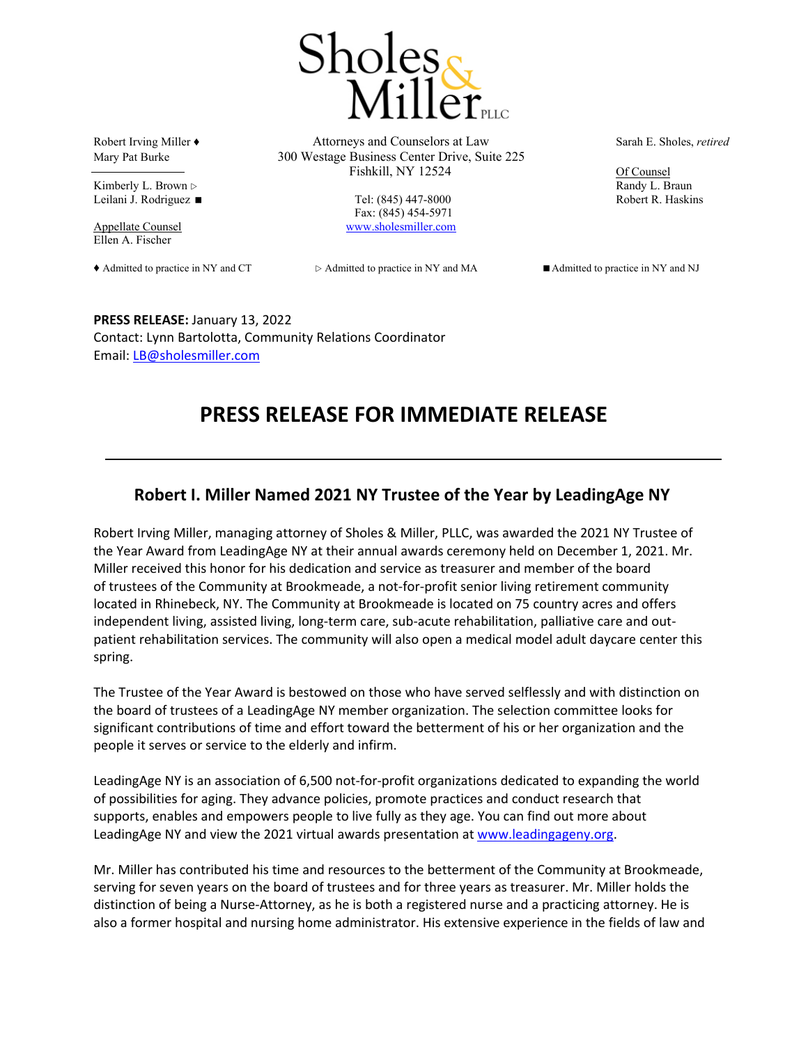# Sholes & Miller PLLC

Robert Irving Miller ♦
Mary Pat Burke

Kimberly L. Brown ▷
Leilani J. Rodriguez ■

Appellate Counsel
Ellen A. Fischer

Attorneys and Counselors at Law
300 Westage Business Center Drive, Suite 225
Fishkill, NY 12524

Tel: (845) 447-8000
Fax: (845) 454-5971
www.sholesmiller.com

Sarah E. Sholes, *retired*

Of Counsel
Randy L. Braun
Robert R. Haskins

♦ Admitted to practice in NY and CT ▷ Admitted to practice in NY and MA ■ Admitted to practice in NY and NJ

**PRESS RELEASE:** January 13, 2022
Contact: Lynn Bartolotta, Community Relations Coordinator
Email: LB@sholesmiller.com

# PRESS RELEASE FOR IMMEDIATE RELEASE

---

## Robert I. Miller Named 2021 NY Trustee of the Year by LeadingAge NY

Robert Irving Miller, managing attorney of Sholes & Miller, PLLC, was awarded the 2021 NY Trustee of the Year Award from LeadingAge NY at their annual awards ceremony held on December 1, 2021. Mr. Miller received this honor for his dedication and service as treasurer and member of the board of trustees of the Community at Brookmeade, a not-for-profit senior living retirement community located in Rhinebeck, NY. The Community at Brookmeade is located on 75 country acres and offers independent living, assisted living, long-term care, sub-acute rehabilitation, palliative care and out-patient rehabilitation services. The community will also open a medical model adult daycare center this spring.

The Trustee of the Year Award is bestowed on those who have served selflessly and with distinction on the board of trustees of a LeadingAge NY member organization. The selection committee looks for significant contributions of time and effort toward the betterment of his or her organization and the people it serves or service to the elderly and infirm.

LeadingAge NY is an association of 6,500 not-for-profit organizations dedicated to expanding the world of possibilities for aging. They advance policies, promote practices and conduct research that supports, enables and empowers people to live fully as they age. You can find out more about LeadingAge NY and view the 2021 virtual awards presentation at www.leadingageny.org.

Mr. Miller has contributed his time and resources to the betterment of the Community at Brookmeade, serving for seven years on the board of trustees and for three years as treasurer. Mr. Miller holds the distinction of being a Nurse-Attorney, as he is both a registered nurse and a practicing attorney. He is also a former hospital and nursing home administrator. His extensive experience in the fields of law and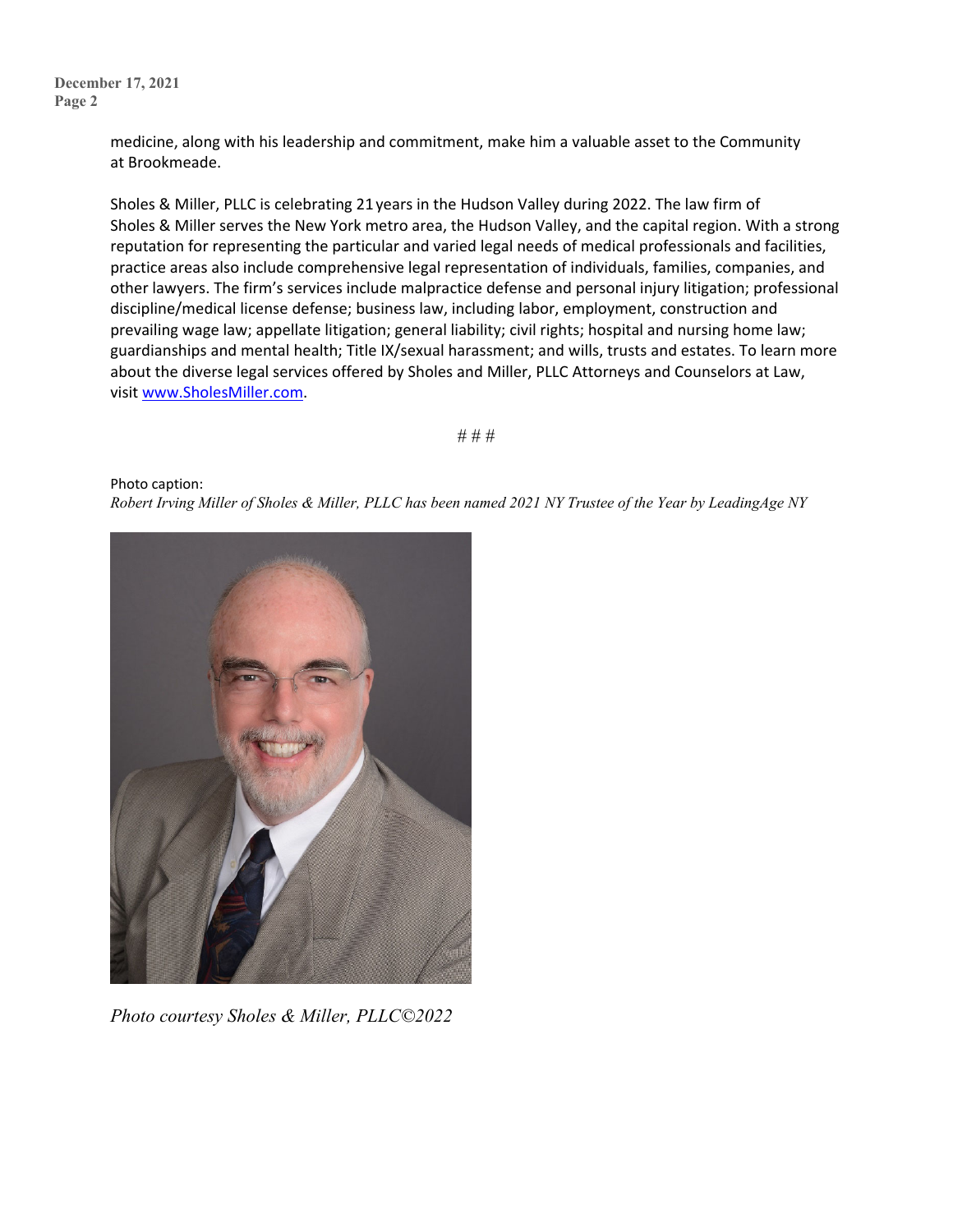medicine, along with his leadership and commitment, make him a valuable asset to the Community at Brookmeade.

Sholes & Miller, PLLC is celebrating 21 years in the Hudson Valley during 2022. The law firm of Sholes & Miller serves the New York metro area, the Hudson Valley, and the capital region. With a strong reputation for representing the particular and varied legal needs of medical professionals and facilities, practice areas also include comprehensive legal representation of individuals, families, companies, and other lawyers. The firm's services include malpractice defense and personal injury litigation; professional discipline/medical license defense; business law, including labor, employment, construction and prevailing wage law; appellate litigation; general liability; civil rights; hospital and nursing home law; guardianships and mental health; Title IX/sexual harassment; and wills, trusts and estates. To learn more about the diverse legal services offered by Sholes and Miller, PLLC Attorneys and Counselors at Law, visit www.SholesMiller.com.

# # #

Photo caption:
*Robert Irving Miller of Sholes & Miller, PLLC has been named 2021 NY Trustee of the Year by LeadingAge NY*

*Photo courtesy Sholes & Miller, PLLC©2022*